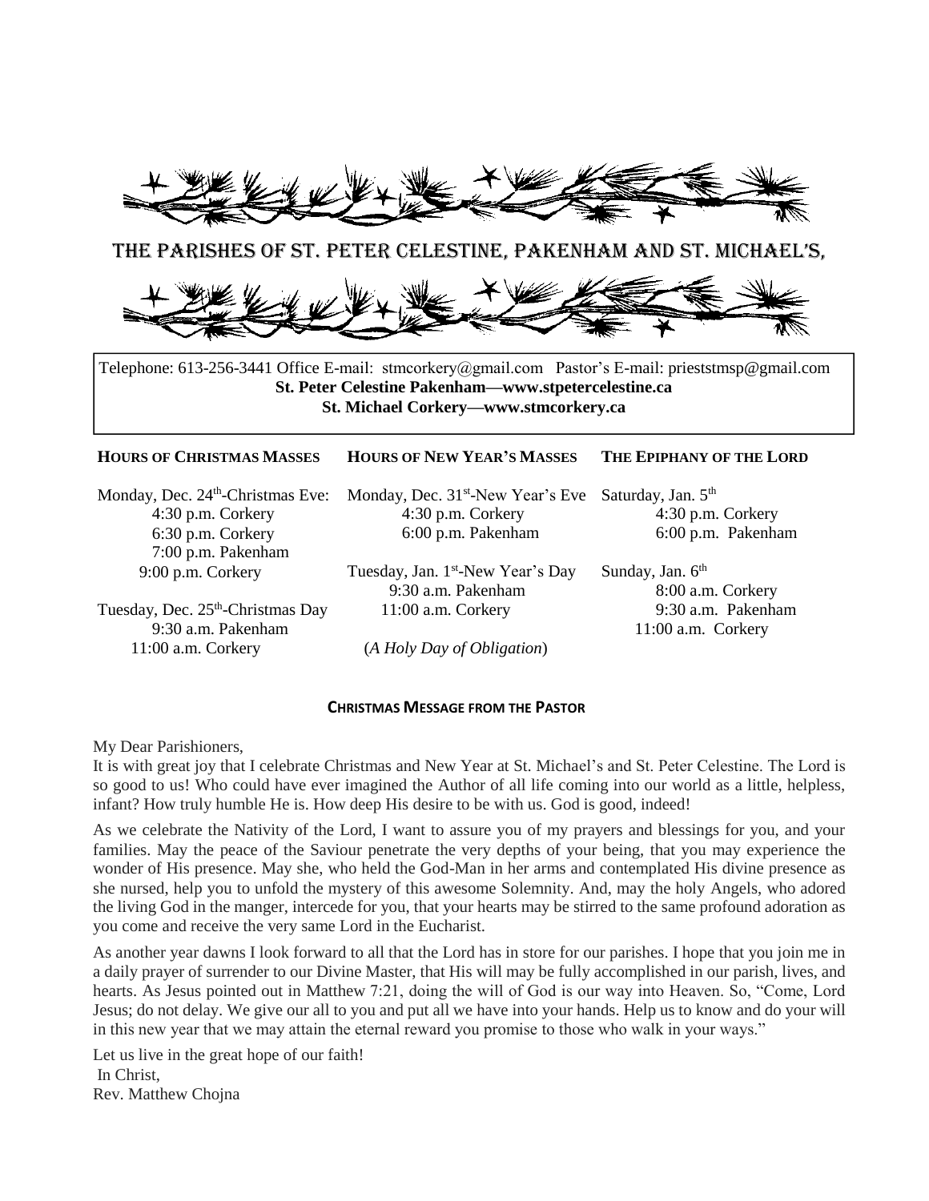# The Parishes of St. Peter Celestine, Pakenham and St. Michael's,

Telephone: 613-256-3441 Office E-mail: stmcorkery@gmail.com Pastor's E-mail: prieststmsp@gmail.com
**St. Peter Celestine Pakenham—www.stpetercelestine.ca**
**St. Michael Corkery—www.stmcorkery.ca**

**HOURS OF CHRISTMAS MASSES**

Monday, Dec. 24th-Christmas Eve:
4:30 p.m. Corkery
6:30 p.m. Corkery
7:00 p.m. Pakenham
9:00 p.m. Corkery

Tuesday, Dec. 25th-Christmas Day
9:30 a.m. Pakenham
11:00 a.m. Corkery

**HOURS OF NEW YEAR'S MASSES**

Monday, Dec. 31st-New Year's Eve
4:30 p.m. Corkery
6:00 p.m. Pakenham

Tuesday, Jan. 1st-New Year's Day
9:30 a.m. Pakenham
11:00 a.m. Corkery

(*A Holy Day of Obligation*)

**THE EPIPHANY OF THE LORD**

Saturday, Jan. 5th
4:30 p.m. Corkery
6:00 p.m. Pakenham

Sunday, Jan. 6th
8:00 a.m. Corkery
9:30 a.m. Pakenham
11:00 a.m. Corkery

## CHRISTMAS MESSAGE FROM THE PASTOR

My Dear Parishioners,

It is with great joy that I celebrate Christmas and New Year at St. Michael's and St. Peter Celestine. The Lord is so good to us! Who could have ever imagined the Author of all life coming into our world as a little, helpless, infant? How truly humble He is. How deep His desire to be with us. God is good, indeed!

As we celebrate the Nativity of the Lord, I want to assure you of my prayers and blessings for you, and your families. May the peace of the Saviour penetrate the very depths of your being, that you may experience the wonder of His presence. May she, who held the God-Man in her arms and contemplated His divine presence as she nursed, help you to unfold the mystery of this awesome Solemnity. And, may the holy Angels, who adored the living God in the manger, intercede for you, that your hearts may be stirred to the same profound adoration as you come and receive the very same Lord in the Eucharist.

As another year dawns I look forward to all that the Lord has in store for our parishes. I hope that you join me in a daily prayer of surrender to our Divine Master, that His will may be fully accomplished in our parish, lives, and hearts. As Jesus pointed out in Matthew 7:21, doing the will of God is our way into Heaven. So, "Come, Lord Jesus; do not delay. We give our all to you and put all we have into your hands. Help us to know and do your will in this new year that we may attain the eternal reward you promise to those who walk in your ways."

Let us live in the great hope of our faith!
In Christ,
Rev. Matthew Chojna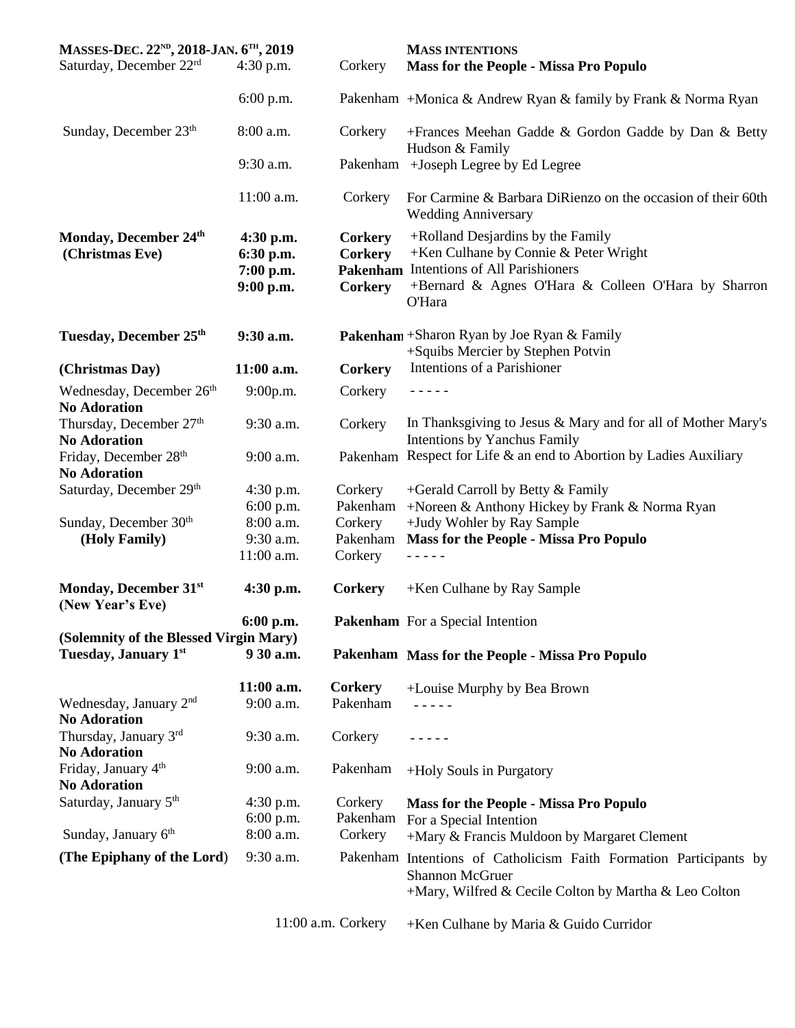| **MASSES-DEC. 22ND, 2018-JAN. 6TH, 2019** | | | **MASS INTENTIONS** |
|---|---|---|---|
| Saturday, December 22nd | 4:30 p.m. | Corkery | **Mass for the People - Missa Pro Populo** |
| | 6:00 p.m. | Pakenham | +Monica & Andrew Ryan & family by Frank & Norma Ryan |
| Sunday, December 23th | 8:00 a.m. | Corkery | +Frances Meehan Gadde & Gordon Gadde by Dan & Betty Hudson & Family |
| | 9:30 a.m. | Pakenham | +Joseph Legree by Ed Legree |
| | 11:00 a.m. | Corkery | For Carmine & Barbara DiRienzo on the occasion of their 60th Wedding Anniversary |
| **Monday, December 24th (Christmas Eve)** | **4:30 p.m.** | **Corkery** | +Rolland Desjardins by the Family |
| | **6:30 p.m.** | **Corkery** | +Ken Culhane by Connie & Peter Wright |
| | **7:00 p.m.** | **Pakenham** | Intentions of All Parishioners |
| | **9:00 p.m.** | **Corkery** | +Bernard & Agnes O'Hara & Colleen O'Hara by Sharron O'Hara |
| **Tuesday, December 25th** | **9:30 a.m.** | **Pakenham** | +Sharon Ryan by Joe Ryan & Family<br>+Squibs Mercier by Stephen Potvin |
| **(Christmas Day)** | **11:00 a.m.** | **Corkery** | Intentions of a Parishioner |
| Wednesday, December 26th **No Adoration** | 9:00p.m. | Corkery | - - - - - |
| Thursday, December 27th **No Adoration** | 9:30 a.m. | Corkery | In Thanksgiving to Jesus & Mary and for all of Mother Mary's Intentions by Yanchus Family |
| Friday, December 28th **No Adoration** | 9:00 a.m. | Pakenham | Respect for Life & an end to Abortion by Ladies Auxiliary |
| Saturday, December 29th | 4:30 p.m. | Corkery | +Gerald Carroll by Betty & Family |
| | 6:00 p.m. | Pakenham | +Noreen & Anthony Hickey by Frank & Norma Ryan |
| Sunday, December 30th | 8:00 a.m. | Corkery | +Judy Wohler by Ray Sample |
| **(Holy Family)** | 9:30 a.m. | Pakenham | **Mass for the People - Missa Pro Populo** |
| | 11:00 a.m. | Corkery | - - - - - |
| **Monday, December 31st (New Year's Eve)** | **4:30 p.m.** | **Corkery** | +Ken Culhane by Ray Sample |
| | **6:00 p.m.** | **Pakenham** | For a Special Intention |
| **(Solemnity of the Blessed Virgin Mary) Tuesday, January 1st** | **9 30 a.m.** | **Pakenham** | **Mass for the People - Missa Pro Populo** |
| | **11:00 a.m.** | **Corkery** | +Louise Murphy by Bea Brown |
| Wednesday, January 2nd **No Adoration** | 9:00 a.m. | Pakenham | - - - - - |
| Thursday, January 3rd **No Adoration** | 9:30 a.m. | Corkery | - - - - - |
| Friday, January 4th **No Adoration** | 9:00 a.m. | Pakenham | +Holy Souls in Purgatory |
| Saturday, January 5th | 4:30 p.m. | Corkery | **Mass for the People - Missa Pro Populo** |
| | 6:00 p.m. | Pakenham | For a Special Intention |
| Sunday, January 6th | 8:00 a.m. | Corkery | +Mary & Francis Muldoon by Margaret Clement |
| **(The Epiphany of the Lord)** | 9:30 a.m. | Pakenham | Intentions of Catholicism Faith Formation Participants by Shannon McGruer<br>+Mary, Wilfred & Cecile Colton by Martha & Leo Colton |
| | 11:00 a.m. | Corkery | +Ken Culhane by Maria & Guido Curridor |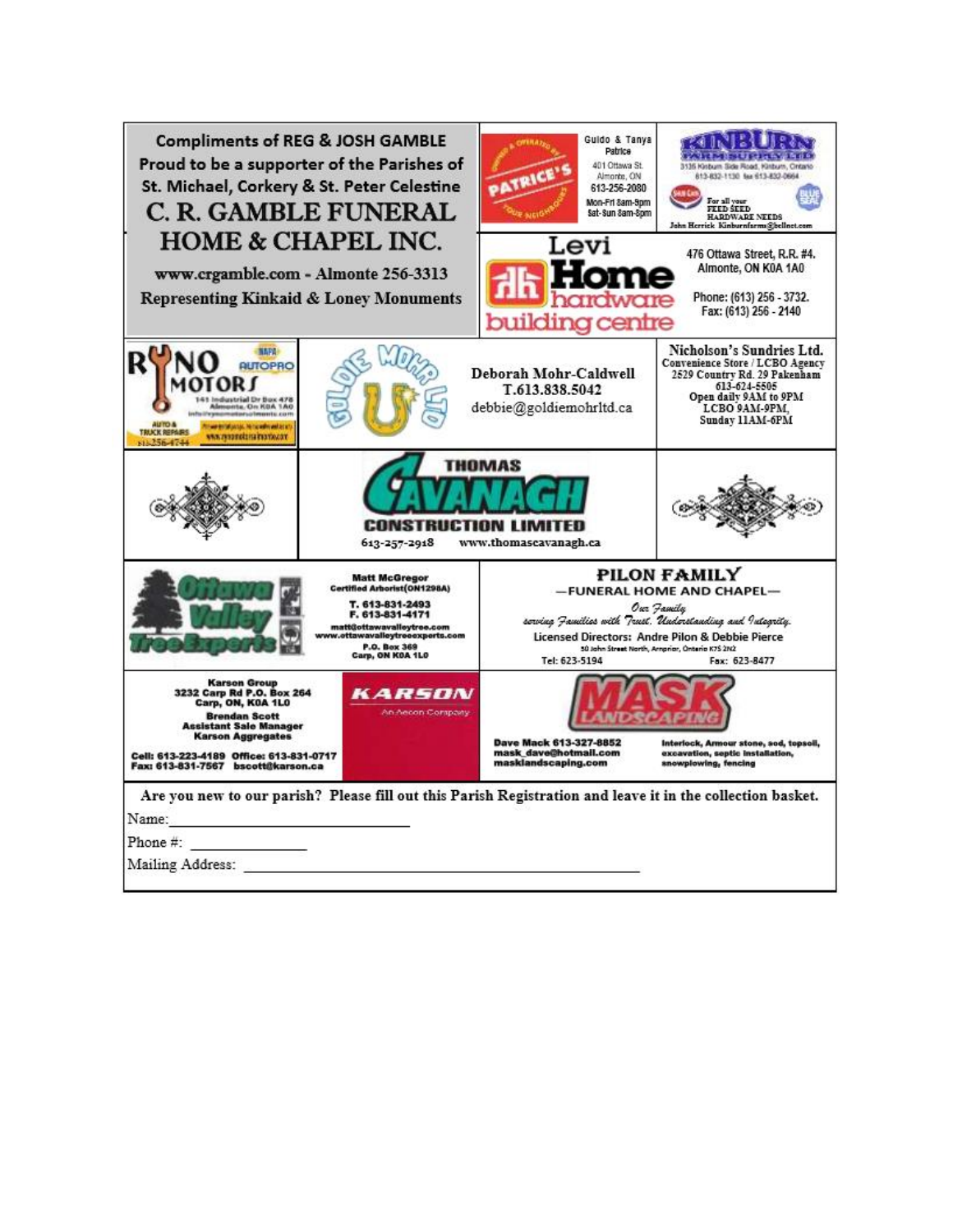**Compliments of REG & JOSH GAMBLE**
**Proud to be a supporter of the Parishes of St. Michael, Corkery & St. Peter Celestine**

**C. R. GAMBLE FUNERAL HOME & CHAPEL INC.**

www.crgamble.com - Almonte 256-3313
Representing Kinkaid & Loney Monuments

---

PATRICE'S
Guido & Tanya Patrice
401 Ottawa St.
Almonte, ON
613-256-2080
Mon-Fri 8am-9pm
Sat-Sun 8am-8pm

---

KINBURN FARM SUPPLY LTD
3136 Kinburn Side Road, Kinburn, Ontario
613-832-1130 fax 613-832-0664
For all your FEED SEED HARDWARE NEEDS
John Herrick Kinburnfarms@bellnet.com

---

Levi Home hardware building centre
476 Ottawa Street, R.R. #4.
Almonte, ON K0A 1A0
Phone: (613) 256 - 3732.
Fax: (613) 256 - 2140

---

RYNO MOTORS
NAPA AUTOPRO
141 Industrial Dr Box 478
Almonte, On K0A 1A0
AUTO & TRUCK REPAIRS
613-256-4744

---

GOLDIE MOHR LTD
Deborah Mohr-Caldwell
T.613.838.5042
debbie@goldiemohrltd.ca

---

**Nicholson's Sundries Ltd.**
Convenience Store / LCBO Agency
2529 Country Rd. 29 Pakenham
613-624-5505
Open daily 9AM to 9PM
LCBO 9AM-9PM,
Sunday 11AM-6PM

---

THOMAS CAVANAGH CONSTRUCTION LIMITED
613-257-2918 www.thomascavanagh.ca

---

Ottawa Valley Tree Experts
Matt McGregor
Certified Arborist(ON1298A)
T. 613-831-2493
F. 613-831-4171
matt@ottawavalleytree.com
www.ottawavalleytreeexperts.com
P.O. Box 369
Carp, ON K0A 1L0

---

**PILON FAMILY**
—FUNERAL HOME AND CHAPEL—
*Our Family serving Families with Trust, Understanding and Integrity.*
Licensed Directors: Andre Pilon & Debbie Pierce
50 John Street North, Arnprior, Ontario K7S 2N2
Tel: 623-5194 Fax: 623-8477

---

Karson Group
3232 Carp Rd P.O. Box 264
Carp, ON, K0A 1L0
Brendan Scott
Assistant Sale Manager
Karson Aggregates
Cell: 613-223-4189 Office: 613-831-0717
Fax: 613-831-7567 bscott@karson.ca

KARSON
An Aecon Company

---

MASK LANDSCAPING
Dave Mack 613-327-8852
mask_dave@hotmail.com
masklandscaping.com
Interlock, Armour stone, sod, topsoil, excavation, septic installation, snowplowing, fencing

---

**Are you new to our parish? Please fill out this Parish Registration and leave it in the collection basket.**

Name: ______________________________

Phone #: ________________

Mailing Address: ____________________________________________________________